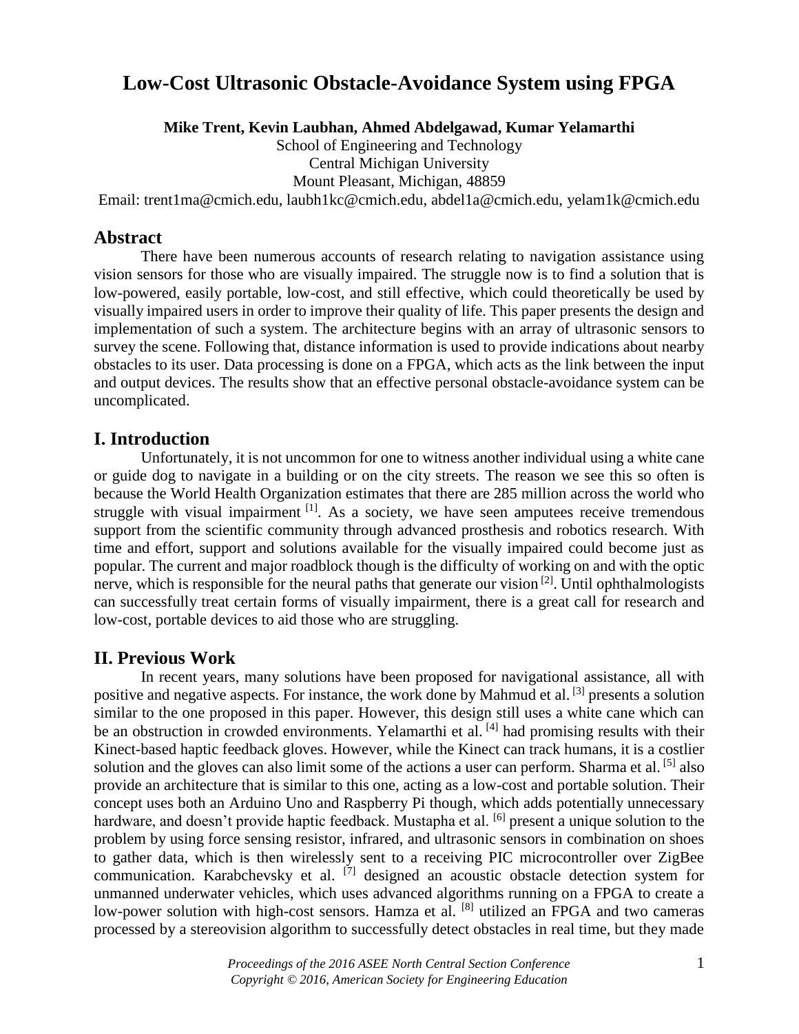# Low-Cost Ultrasonic Obstacle-Avoidance System using FPGA

**Mike Trent, Kevin Laubhan, Ahmed Abdelgawad, Kumar Yelamarthi**

School of Engineering and Technology
Central Michigan University
Mount Pleasant, Michigan, 48859
Email: trent1ma@cmich.edu, laubh1kc@cmich.edu, abdel1a@cmich.edu, yelam1k@cmich.edu

## Abstract

There have been numerous accounts of research relating to navigation assistance using vision sensors for those who are visually impaired. The struggle now is to find a solution that is low-powered, easily portable, low-cost, and still effective, which could theoretically be used by visually impaired users in order to improve their quality of life. This paper presents the design and implementation of such a system. The architecture begins with an array of ultrasonic sensors to survey the scene. Following that, distance information is used to provide indications about nearby obstacles to its user. Data processing is done on a FPGA, which acts as the link between the input and output devices. The results show that an effective personal obstacle-avoidance system can be uncomplicated.

## I. Introduction

Unfortunately, it is not uncommon for one to witness another individual using a white cane or guide dog to navigate in a building or on the city streets. The reason we see this so often is because the World Health Organization estimates that there are 285 million across the world who struggle with visual impairment [1]. As a society, we have seen amputees receive tremendous support from the scientific community through advanced prosthesis and robotics research. With time and effort, support and solutions available for the visually impaired could become just as popular. The current and major roadblock though is the difficulty of working on and with the optic nerve, which is responsible for the neural paths that generate our vision [2]. Until ophthalmologists can successfully treat certain forms of visually impairment, there is a great call for research and low-cost, portable devices to aid those who are struggling.

## II. Previous Work

In recent years, many solutions have been proposed for navigational assistance, all with positive and negative aspects. For instance, the work done by Mahmud et al. [3] presents a solution similar to the one proposed in this paper. However, this design still uses a white cane which can be an obstruction in crowded environments. Yelamarthi et al. [4] had promising results with their Kinect-based haptic feedback gloves. However, while the Kinect can track humans, it is a costlier solution and the gloves can also limit some of the actions a user can perform. Sharma et al. [5] also provide an architecture that is similar to this one, acting as a low-cost and portable solution. Their concept uses both an Arduino Uno and Raspberry Pi though, which adds potentially unnecessary hardware, and doesn't provide haptic feedback. Mustapha et al. [6] present a unique solution to the problem by using force sensing resistor, infrared, and ultrasonic sensors in combination on shoes to gather data, which is then wirelessly sent to a receiving PIC microcontroller over ZigBee communication. Karabchevsky et al. [7] designed an acoustic obstacle detection system for unmanned underwater vehicles, which uses advanced algorithms running on a FPGA to create a low-power solution with high-cost sensors. Hamza et al. [8] utilized an FPGA and two cameras processed by a stereovision algorithm to successfully detect obstacles in real time, but they made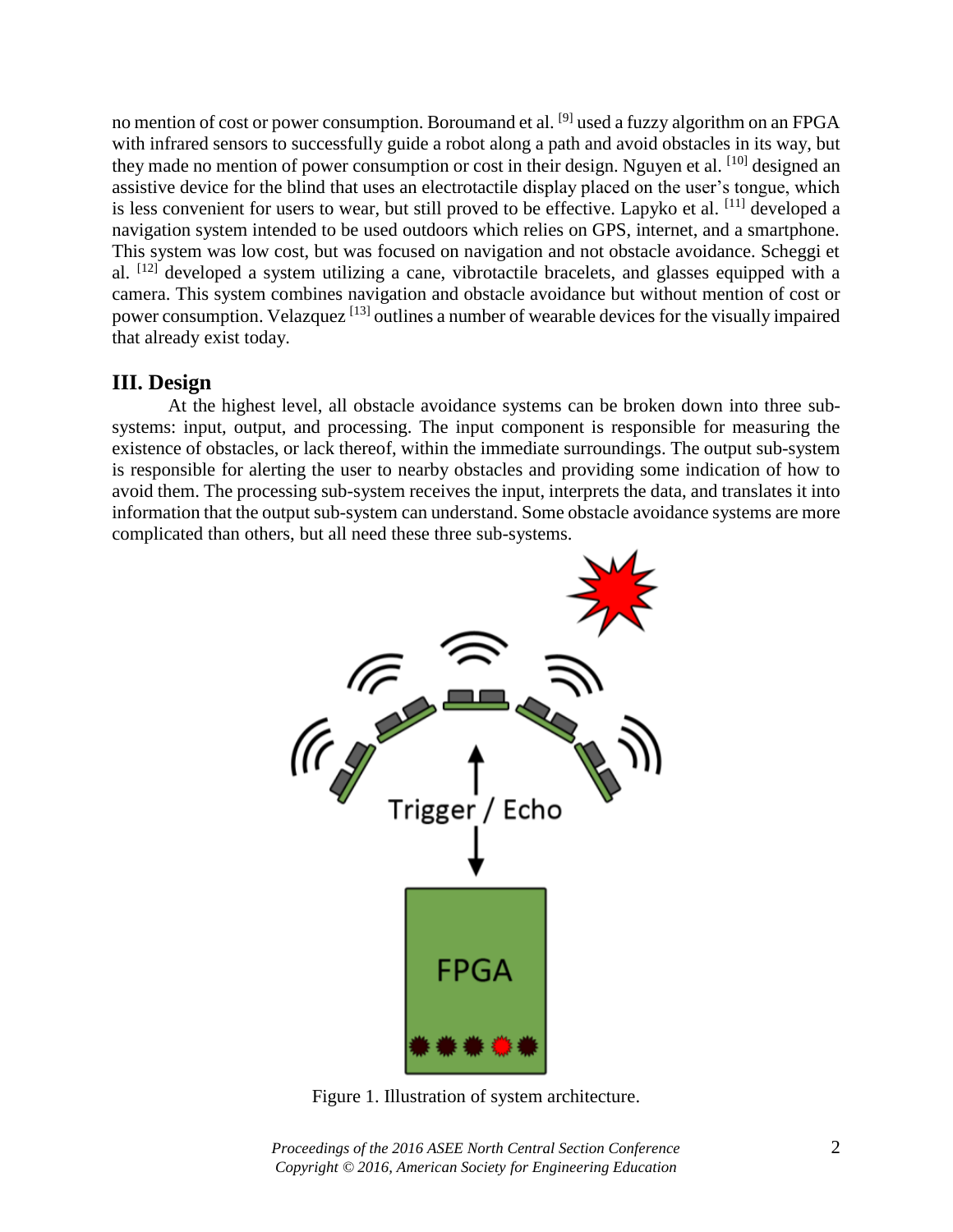no mention of cost or power consumption. Boroumand et al. [9] used a fuzzy algorithm on an FPGA with infrared sensors to successfully guide a robot along a path and avoid obstacles in its way, but they made no mention of power consumption or cost in their design. Nguyen et al. [10] designed an assistive device for the blind that uses an electrotactile display placed on the user's tongue, which is less convenient for users to wear, but still proved to be effective. Lapyko et al. [11] developed a navigation system intended to be used outdoors which relies on GPS, internet, and a smartphone. This system was low cost, but was focused on navigation and not obstacle avoidance. Scheggi et al. [12] developed a system utilizing a cane, vibrotactile bracelets, and glasses equipped with a camera. This system combines navigation and obstacle avoidance but without mention of cost or power consumption. Velazquez [13] outlines a number of wearable devices for the visually impaired that already exist today.

## III. Design

At the highest level, all obstacle avoidance systems can be broken down into three sub-systems: input, output, and processing. The input component is responsible for measuring the existence of obstacles, or lack thereof, within the immediate surroundings. The output sub-system is responsible for alerting the user to nearby obstacles and providing some indication of how to avoid them. The processing sub-system receives the input, interprets the data, and translates it into information that the output sub-system can understand. Some obstacle avoidance systems are more complicated than others, but all need these three sub-systems.

Figure 1. Illustration of system architecture.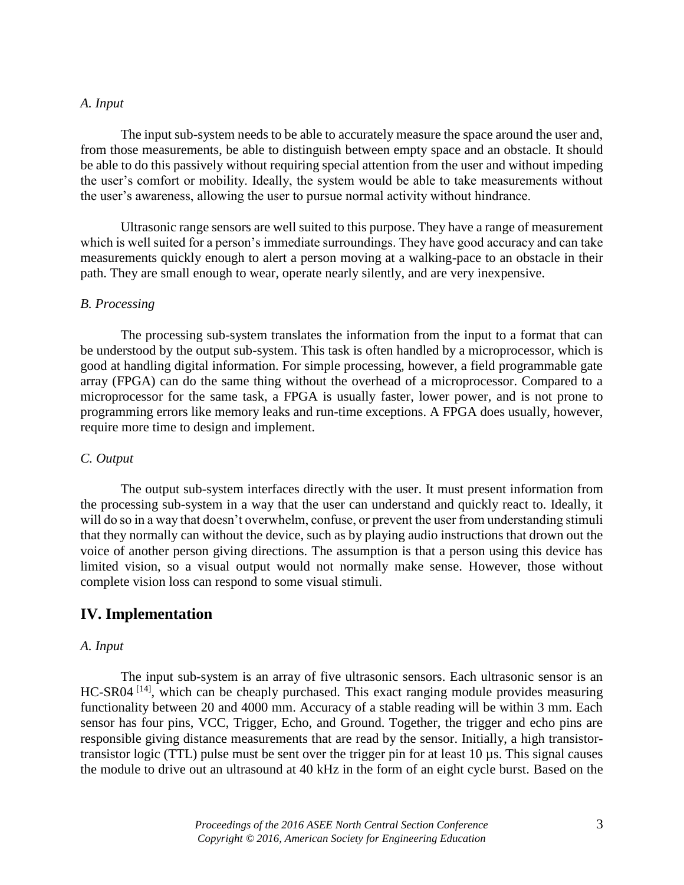### A. Input

The input sub-system needs to be able to accurately measure the space around the user and, from those measurements, be able to distinguish between empty space and an obstacle. It should be able to do this passively without requiring special attention from the user and without impeding the user's comfort or mobility. Ideally, the system would be able to take measurements without the user's awareness, allowing the user to pursue normal activity without hindrance.

Ultrasonic range sensors are well suited to this purpose. They have a range of measurement which is well suited for a person's immediate surroundings. They have good accuracy and can take measurements quickly enough to alert a person moving at a walking-pace to an obstacle in their path. They are small enough to wear, operate nearly silently, and are very inexpensive.

### B. Processing

The processing sub-system translates the information from the input to a format that can be understood by the output sub-system. This task is often handled by a microprocessor, which is good at handling digital information. For simple processing, however, a field programmable gate array (FPGA) can do the same thing without the overhead of a microprocessor. Compared to a microprocessor for the same task, a FPGA is usually faster, lower power, and is not prone to programming errors like memory leaks and run-time exceptions. A FPGA does usually, however, require more time to design and implement.

### C. Output

The output sub-system interfaces directly with the user. It must present information from the processing sub-system in a way that the user can understand and quickly react to. Ideally, it will do so in a way that doesn't overwhelm, confuse, or prevent the user from understanding stimuli that they normally can without the device, such as by playing audio instructions that drown out the voice of another person giving directions. The assumption is that a person using this device has limited vision, so a visual output would not normally make sense. However, those without complete vision loss can respond to some visual stimuli.

## IV. Implementation

### A. Input

The input sub-system is an array of five ultrasonic sensors. Each ultrasonic sensor is an HC-SR04 [14], which can be cheaply purchased. This exact ranging module provides measuring functionality between 20 and 4000 mm. Accuracy of a stable reading will be within 3 mm. Each sensor has four pins, VCC, Trigger, Echo, and Ground. Together, the trigger and echo pins are responsible giving distance measurements that are read by the sensor. Initially, a high transistor-transistor logic (TTL) pulse must be sent over the trigger pin for at least 10 µs. This signal causes the module to drive out an ultrasound at 40 kHz in the form of an eight cycle burst. Based on the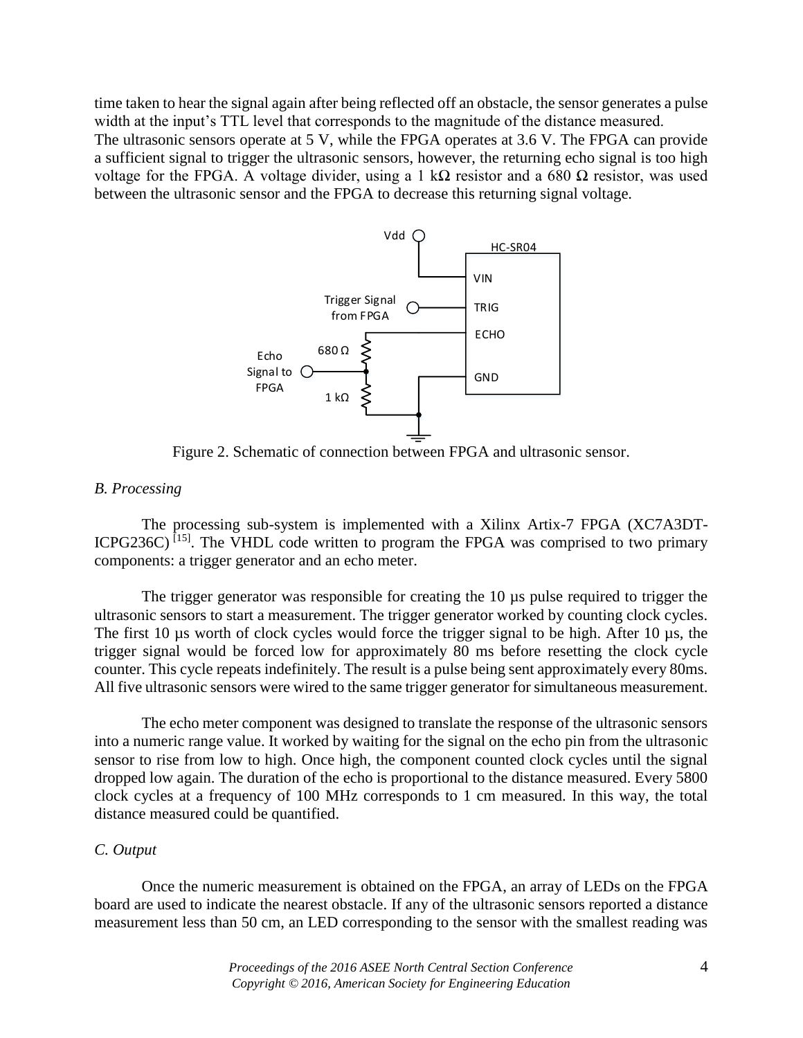time taken to hear the signal again after being reflected off an obstacle, the sensor generates a pulse width at the input's TTL level that corresponds to the magnitude of the distance measured.
The ultrasonic sensors operate at 5 V, while the FPGA operates at 3.6 V. The FPGA can provide a sufficient signal to trigger the ultrasonic sensors, however, the returning echo signal is too high voltage for the FPGA. A voltage divider, using a 1 kΩ resistor and a 680 Ω resistor, was used between the ultrasonic sensor and the FPGA to decrease this returning signal voltage.

Figure 2. Schematic of connection between FPGA and ultrasonic sensor.

### *B. Processing*

The processing sub-system is implemented with a Xilinx Artix-7 FPGA (XC7A3DT-ICPG236C) [15]. The VHDL code written to program the FPGA was comprised to two primary components: a trigger generator and an echo meter.

The trigger generator was responsible for creating the 10 µs pulse required to trigger the ultrasonic sensors to start a measurement. The trigger generator worked by counting clock cycles. The first 10 µs worth of clock cycles would force the trigger signal to be high. After 10 µs, the trigger signal would be forced low for approximately 80 ms before resetting the clock cycle counter. This cycle repeats indefinitely. The result is a pulse being sent approximately every 80ms. All five ultrasonic sensors were wired to the same trigger generator for simultaneous measurement.

The echo meter component was designed to translate the response of the ultrasonic sensors into a numeric range value. It worked by waiting for the signal on the echo pin from the ultrasonic sensor to rise from low to high. Once high, the component counted clock cycles until the signal dropped low again. The duration of the echo is proportional to the distance measured. Every 5800 clock cycles at a frequency of 100 MHz corresponds to 1 cm measured. In this way, the total distance measured could be quantified.

### *C. Output*

Once the numeric measurement is obtained on the FPGA, an array of LEDs on the FPGA board are used to indicate the nearest obstacle. If any of the ultrasonic sensors reported a distance measurement less than 50 cm, an LED corresponding to the sensor with the smallest reading was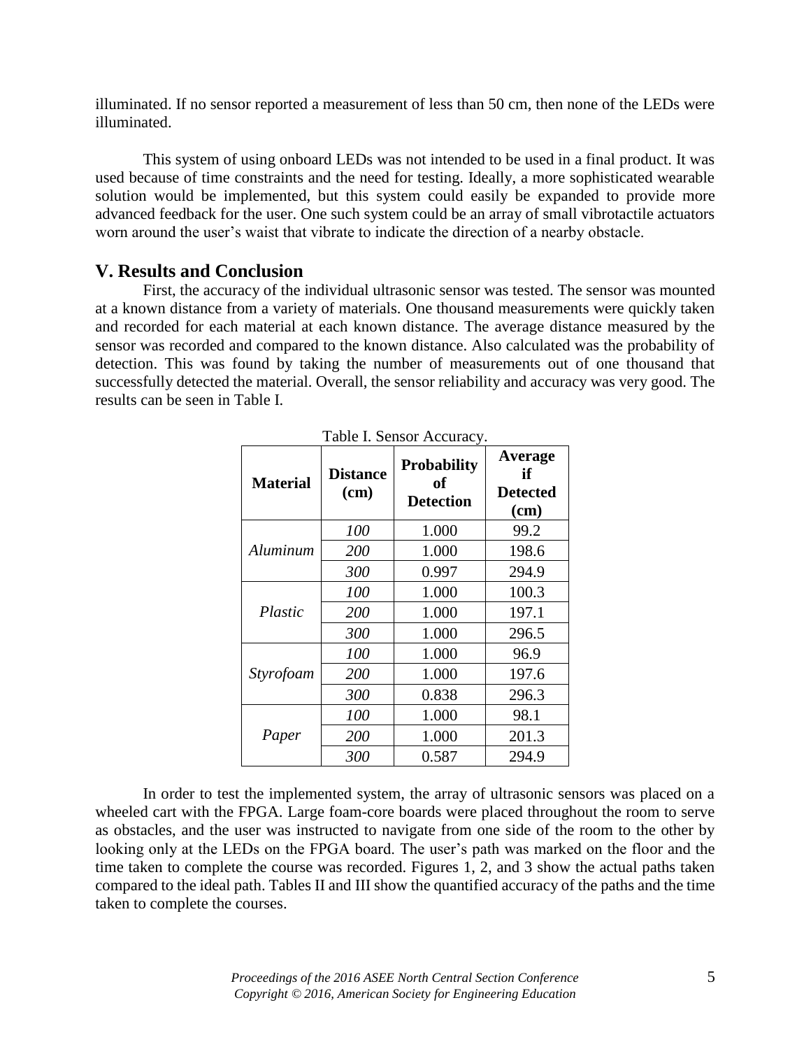illuminated. If no sensor reported a measurement of less than 50 cm, then none of the LEDs were illuminated.

This system of using onboard LEDs was not intended to be used in a final product. It was used because of time constraints and the need for testing. Ideally, a more sophisticated wearable solution would be implemented, but this system could easily be expanded to provide more advanced feedback for the user. One such system could be an array of small vibrotactile actuators worn around the user's waist that vibrate to indicate the direction of a nearby obstacle.

## V. Results and Conclusion

First, the accuracy of the individual ultrasonic sensor was tested. The sensor was mounted at a known distance from a variety of materials. One thousand measurements were quickly taken and recorded for each material at each known distance. The average distance measured by the sensor was recorded and compared to the known distance. Also calculated was the probability of detection. This was found by taking the number of measurements out of one thousand that successfully detected the material. Overall, the sensor reliability and accuracy was very good. The results can be seen in Table I.

Table I. Sensor Accuracy.

| **Material** | **Distance (cm)** | **Probability of Detection** | **Average if Detected (cm)** |
|---|---|---|---|
| *Aluminum* | *100* | 1.000 | 99.2 |
| | *200* | 1.000 | 198.6 |
| | *300* | 0.997 | 294.9 |
| *Plastic* | *100* | 1.000 | 100.3 |
| | *200* | 1.000 | 197.1 |
| | *300* | 1.000 | 296.5 |
| *Styrofoam* | *100* | 1.000 | 96.9 |
| | *200* | 1.000 | 197.6 |
| | *300* | 0.838 | 296.3 |
| *Paper* | *100* | 1.000 | 98.1 |
| | *200* | 1.000 | 201.3 |
| | *300* | 0.587 | 294.9 |

In order to test the implemented system, the array of ultrasonic sensors was placed on a wheeled cart with the FPGA. Large foam-core boards were placed throughout the room to serve as obstacles, and the user was instructed to navigate from one side of the room to the other by looking only at the LEDs on the FPGA board. The user's path was marked on the floor and the time taken to complete the course was recorded. Figures 1, 2, and 3 show the actual paths taken compared to the ideal path. Tables II and III show the quantified accuracy of the paths and the time taken to complete the courses.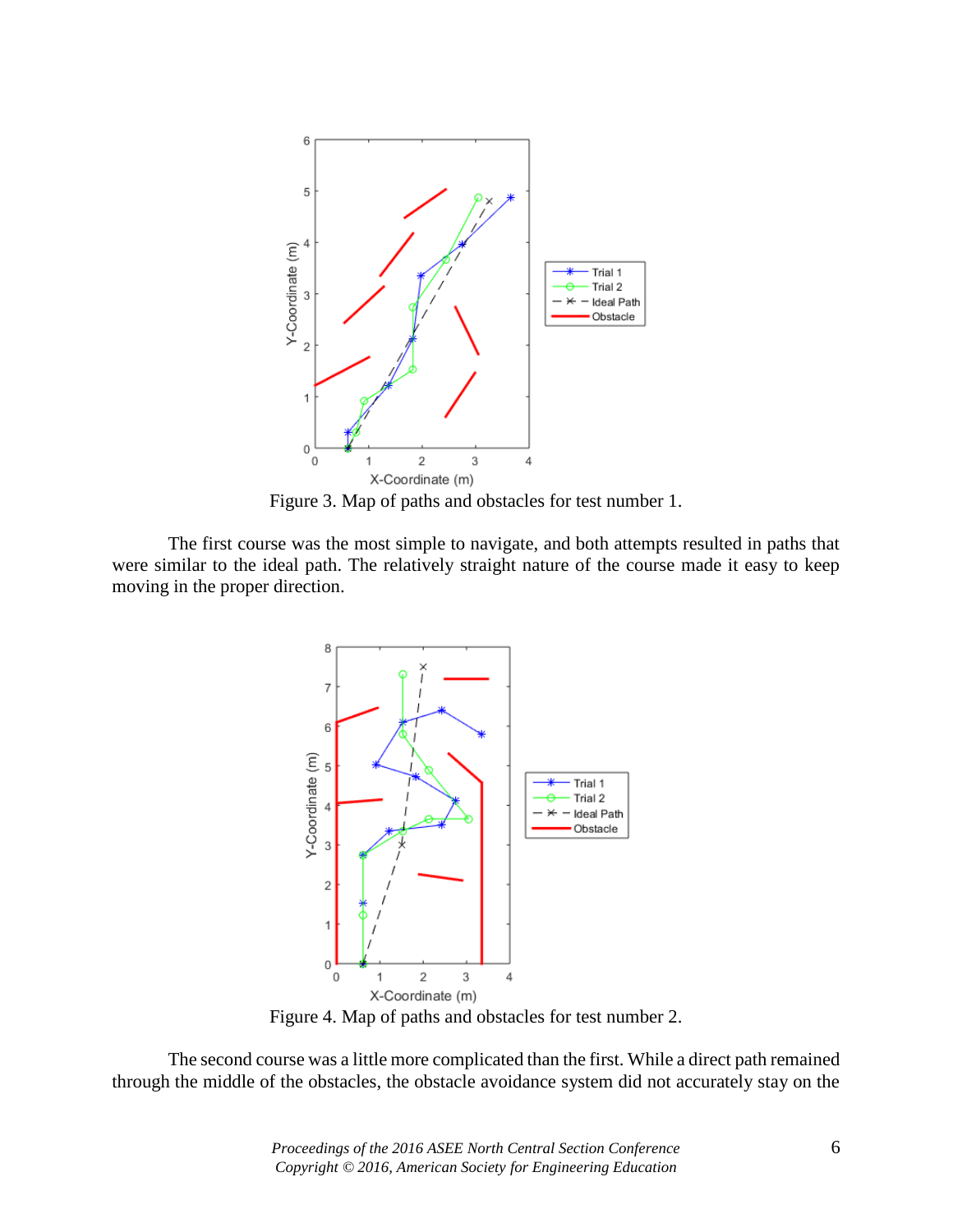Figure 3. Map of paths and obstacles for test number 1.

The first course was the most simple to navigate, and both attempts resulted in paths that were similar to the ideal path. The relatively straight nature of the course made it easy to keep moving in the proper direction.

Figure 4. Map of paths and obstacles for test number 2.

The second course was a little more complicated than the first. While a direct path remained through the middle of the obstacles, the obstacle avoidance system did not accurately stay on the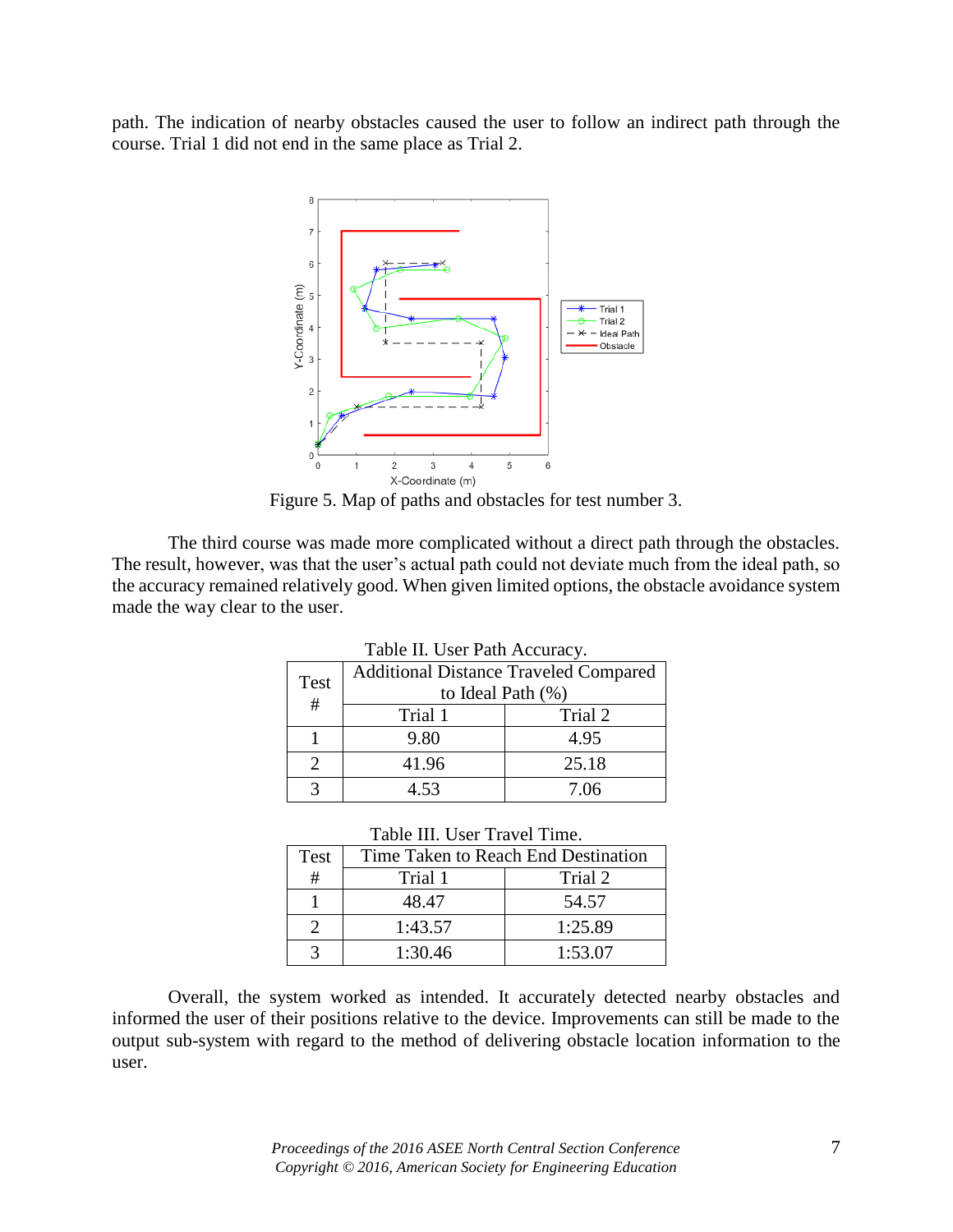path. The indication of nearby obstacles caused the user to follow an indirect path through the course. Trial 1 did not end in the same place as Trial 2.

Figure 5. Map of paths and obstacles for test number 3.

The third course was made more complicated without a direct path through the obstacles. The result, however, was that the user's actual path could not deviate much from the ideal path, so the accuracy remained relatively good. When given limited options, the obstacle avoidance system made the way clear to the user.

Table II. User Path Accuracy.

| Test # | Additional Distance Traveled Compared to Ideal Path (%) | |
|---|---|---|
| | Trial 1 | Trial 2 |
| 1 | 9.80 | 4.95 |
| 2 | 41.96 | 25.18 |
| 3 | 4.53 | 7.06 |

Table III. User Travel Time.

| Test # | Time Taken to Reach End Destination | |
|---|---|---|
| | Trial 1 | Trial 2 |
| 1 | 48.47 | 54.57 |
| 2 | 1:43.57 | 1:25.89 |
| 3 | 1:30.46 | 1:53.07 |

Overall, the system worked as intended. It accurately detected nearby obstacles and informed the user of their positions relative to the device. Improvements can still be made to the output sub-system with regard to the method of delivering obstacle location information to the user.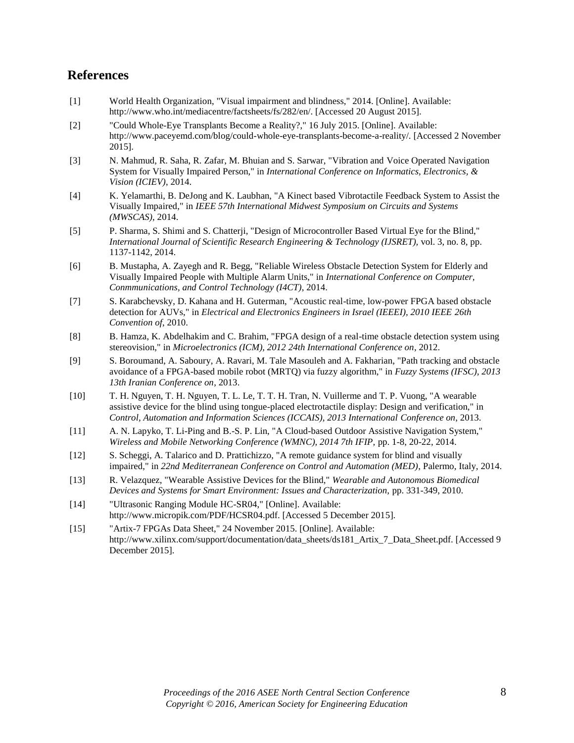## References

[1] World Health Organization, "Visual impairment and blindness," 2014. [Online]. Available: http://www.who.int/mediacentre/factsheets/fs/282/en/. [Accessed 20 August 2015].

[2] "Could Whole-Eye Transplants Become a Reality?," 16 July 2015. [Online]. Available: http://www.paceyemd.com/blog/could-whole-eye-transplants-become-a-reality/. [Accessed 2 November 2015].

[3] N. Mahmud, R. Saha, R. Zafar, M. Bhuian and S. Sarwar, "Vibration and Voice Operated Navigation System for Visually Impaired Person," in *International Conference on Informatics, Electronics, & Vision (ICIEV)*, 2014.

[4] K. Yelamarthi, B. DeJong and K. Laubhan, "A Kinect based Vibrotactile Feedback System to Assist the Visually Impaired," in *IEEE 57th International Midwest Symposium on Circuits and Systems (MWSCAS)*, 2014.

[5] P. Sharma, S. Shimi and S. Chatterji, "Design of Microcontroller Based Virtual Eye for the Blind," *International Journal of Scientific Research Engineering & Technology (IJSRET),* vol. 3, no. 8, pp. 1137-1142, 2014.

[6] B. Mustapha, A. Zayegh and R. Begg, "Reliable Wireless Obstacle Detection System for Elderly and Visually Impaired People with Multiple Alarm Units," in *International Conference on Computer, Conmmunications, and Control Technology (I4CT)*, 2014.

[7] S. Karabchevsky, D. Kahana and H. Guterman, "Acoustic real-time, low-power FPGA based obstacle detection for AUVs," in *Electrical and Electronics Engineers in Israel (IEEEI), 2010 IEEE 26th Convention of*, 2010.

[8] B. Hamza, K. Abdelhakim and C. Brahim, "FPGA design of a real-time obstacle detection system using stereovision," in *Microelectronics (ICM), 2012 24th International Conference on*, 2012.

[9] S. Boroumand, A. Saboury, A. Ravari, M. Tale Masouleh and A. Fakharian, "Path tracking and obstacle avoidance of a FPGA-based mobile robot (MRTQ) via fuzzy algorithm," in *Fuzzy Systems (IFSC), 2013 13th Iranian Conference on*, 2013.

[10] T. H. Nguyen, T. H. Nguyen, T. L. Le, T. T. H. Tran, N. Vuillerme and T. P. Vuong, "A wearable assistive device for the blind using tongue-placed electrotactile display: Design and verification," in *Control, Automation and Information Sciences (ICCAIS), 2013 International Conference on*, 2013.

[11] A. N. Lapyko, T. Li-Ping and B.-S. P. Lin, "A Cloud-based Outdoor Assistive Navigation System," *Wireless and Mobile Networking Conference (WMNC), 2014 7th IFIP*, pp. 1-8, 20-22, 2014.

[12] S. Scheggi, A. Talarico and D. Prattichizzo, "A remote guidance system for blind and visually impaired," in *22nd Mediterranean Conference on Control and Automation (MED)*, Palermo, Italy, 2014.

[13] R. Velazquez, "Wearable Assistive Devices for the Blind," *Wearable and Autonomous Biomedical Devices and Systems for Smart Environment: Issues and Characterization,* pp. 331-349, 2010.

[14] "Ultrasonic Ranging Module HC-SR04," [Online]. Available: http://www.micropik.com/PDF/HCSR04.pdf. [Accessed 5 December 2015].

[15] "Artix-7 FPGAs Data Sheet," 24 November 2015. [Online]. Available: http://www.xilinx.com/support/documentation/data_sheets/ds181_Artix_7_Data_Sheet.pdf. [Accessed 9 December 2015].